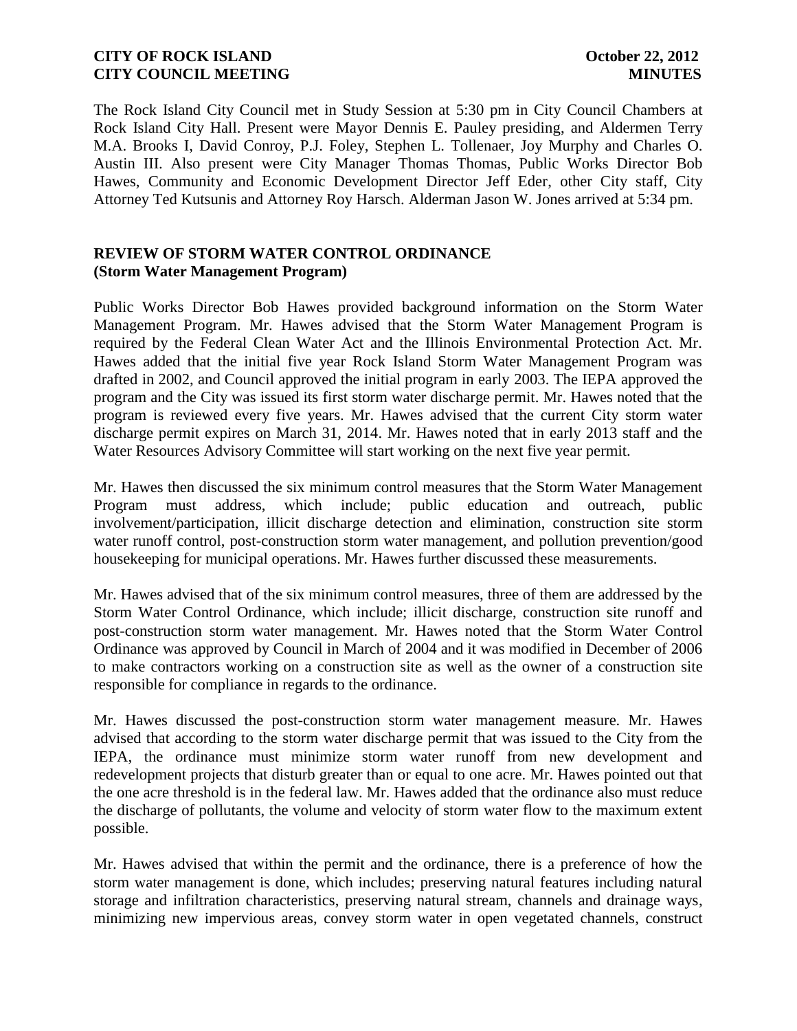The Rock Island City Council met in Study Session at 5:30 pm in City Council Chambers at Rock Island City Hall. Present were Mayor Dennis E. Pauley presiding, and Aldermen Terry M.A. Brooks I, David Conroy, P.J. Foley, Stephen L. Tollenaer, Joy Murphy and Charles O. Austin III. Also present were City Manager Thomas Thomas, Public Works Director Bob Hawes, Community and Economic Development Director Jeff Eder, other City staff, City Attorney Ted Kutsunis and Attorney Roy Harsch. Alderman Jason W. Jones arrived at 5:34 pm.

## REVIEW OF STORM WATER CONTROL ORDINANCE (Storm Water Management Program)

Public Works Director Bob Hawes provided background information on the Storm Water Management Program. Mr. Hawes advised that the Storm Water Management Program is required by the Federal Clean Water Act and the Illinois Environmental Protection Act. Mr. Hawes added that the initial five year Rock Island Storm Water Management Program was drafted in 2002, and Council approved the initial program in early 2003. The IEPA approved the program and the City was issued its first storm water discharge permit. Mr. Hawes noted that the program is reviewed every five years. Mr. Hawes advised that the current City storm water discharge permit expires on March 31, 2014. Mr. Hawes noted that in early 2013 staff and the Water Resources Advisory Committee will start working on the next five year permit.

Mr. Hawes then discussed the six minimum control measures that the Storm Water Management Program must address, which include; public education and outreach, public involvement/participation, illicit discharge detection and elimination, construction site storm water runoff control, post-construction storm water management, and pollution prevention/good housekeeping for municipal operations. Mr. Hawes further discussed these measurements.

Mr. Hawes advised that of the six minimum control measures, three of them are addressed by the Storm Water Control Ordinance, which include; illicit discharge, construction site runoff and post-construction storm water management. Mr. Hawes noted that the Storm Water Control Ordinance was approved by Council in March of 2004 and it was modified in December of 2006 to make contractors working on a construction site as well as the owner of a construction site responsible for compliance in regards to the ordinance.

Mr. Hawes discussed the post-construction storm water management measure. Mr. Hawes advised that according to the storm water discharge permit that was issued to the City from the IEPA, the ordinance must minimize storm water runoff from new development and redevelopment projects that disturb greater than or equal to one acre. Mr. Hawes pointed out that the one acre threshold is in the federal law. Mr. Hawes added that the ordinance also must reduce the discharge of pollutants, the volume and velocity of storm water flow to the maximum extent possible.

Mr. Hawes advised that within the permit and the ordinance, there is a preference of how the storm water management is done, which includes; preserving natural features including natural storage and infiltration characteristics, preserving natural stream, channels and drainage ways, minimizing new impervious areas, convey storm water in open vegetated channels, construct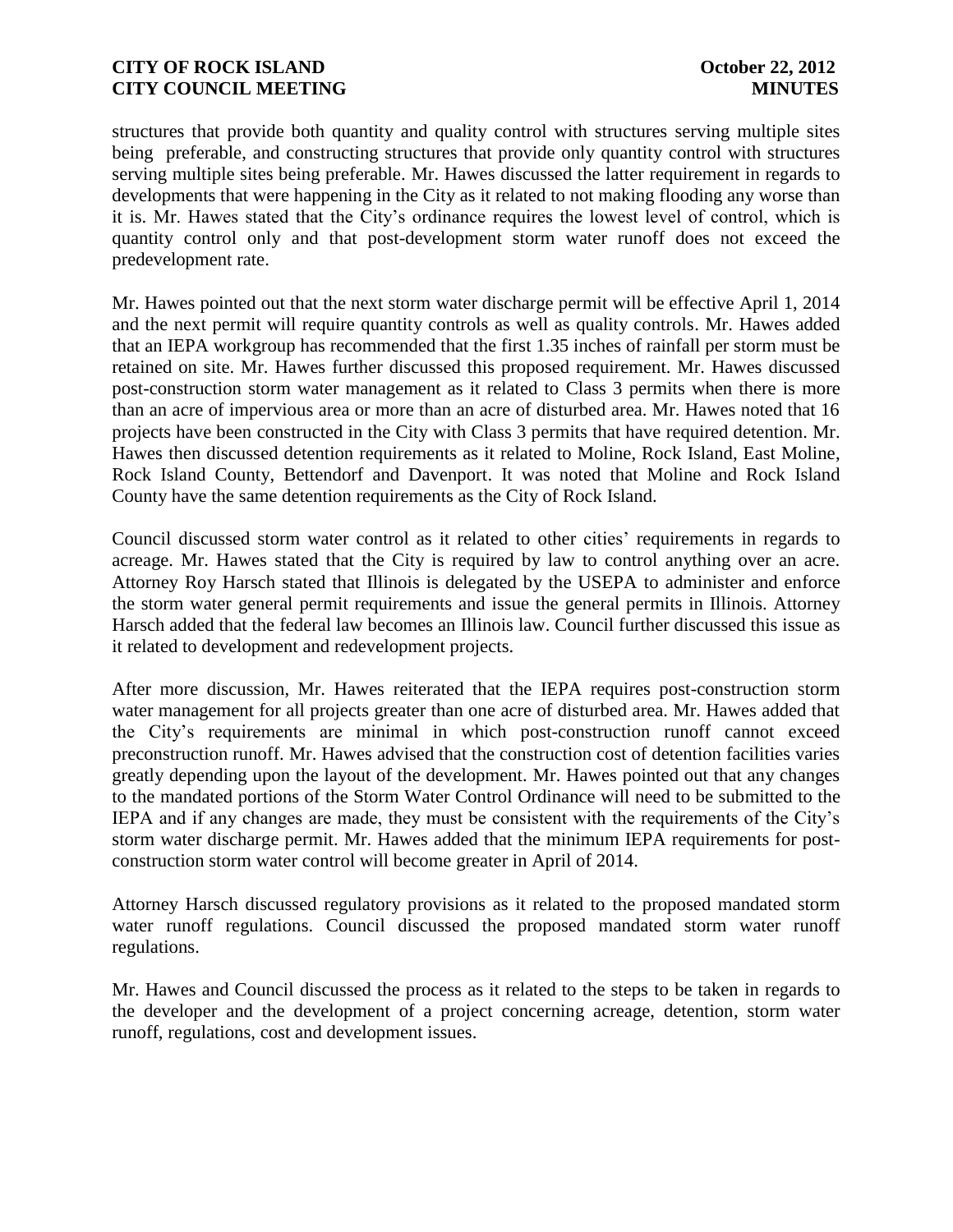structures that provide both quantity and quality control with structures serving multiple sites being preferable, and constructing structures that provide only quantity control with structures serving multiple sites being preferable. Mr. Hawes discussed the latter requirement in regards to developments that were happening in the City as it related to not making flooding any worse than it is. Mr. Hawes stated that the City's ordinance requires the lowest level of control, which is quantity control only and that post-development storm water runoff does not exceed the predevelopment rate.

Mr. Hawes pointed out that the next storm water discharge permit will be effective April 1, 2014 and the next permit will require quantity controls as well as quality controls. Mr. Hawes added that an IEPA workgroup has recommended that the first 1.35 inches of rainfall per storm must be retained on site. Mr. Hawes further discussed this proposed requirement. Mr. Hawes discussed post-construction storm water management as it related to Class 3 permits when there is more than an acre of impervious area or more than an acre of disturbed area. Mr. Hawes noted that 16 projects have been constructed in the City with Class 3 permits that have required detention. Mr. Hawes then discussed detention requirements as it related to Moline, Rock Island, East Moline, Rock Island County, Bettendorf and Davenport. It was noted that Moline and Rock Island County have the same detention requirements as the City of Rock Island.

Council discussed storm water control as it related to other cities' requirements in regards to acreage. Mr. Hawes stated that the City is required by law to control anything over an acre. Attorney Roy Harsch stated that Illinois is delegated by the USEPA to administer and enforce the storm water general permit requirements and issue the general permits in Illinois. Attorney Harsch added that the federal law becomes an Illinois law. Council further discussed this issue as it related to development and redevelopment projects.

After more discussion, Mr. Hawes reiterated that the IEPA requires post-construction storm water management for all projects greater than one acre of disturbed area. Mr. Hawes added that the City's requirements are minimal in which post-construction runoff cannot exceed preconstruction runoff. Mr. Hawes advised that the construction cost of detention facilities varies greatly depending upon the layout of the development. Mr. Hawes pointed out that any changes to the mandated portions of the Storm Water Control Ordinance will need to be submitted to the IEPA and if any changes are made, they must be consistent with the requirements of the City's storm water discharge permit. Mr. Hawes added that the minimum IEPA requirements for post-construction storm water control will become greater in April of 2014.

Attorney Harsch discussed regulatory provisions as it related to the proposed mandated storm water runoff regulations. Council discussed the proposed mandated storm water runoff regulations.

Mr. Hawes and Council discussed the process as it related to the steps to be taken in regards to the developer and the development of a project concerning acreage, detention, storm water runoff, regulations, cost and development issues.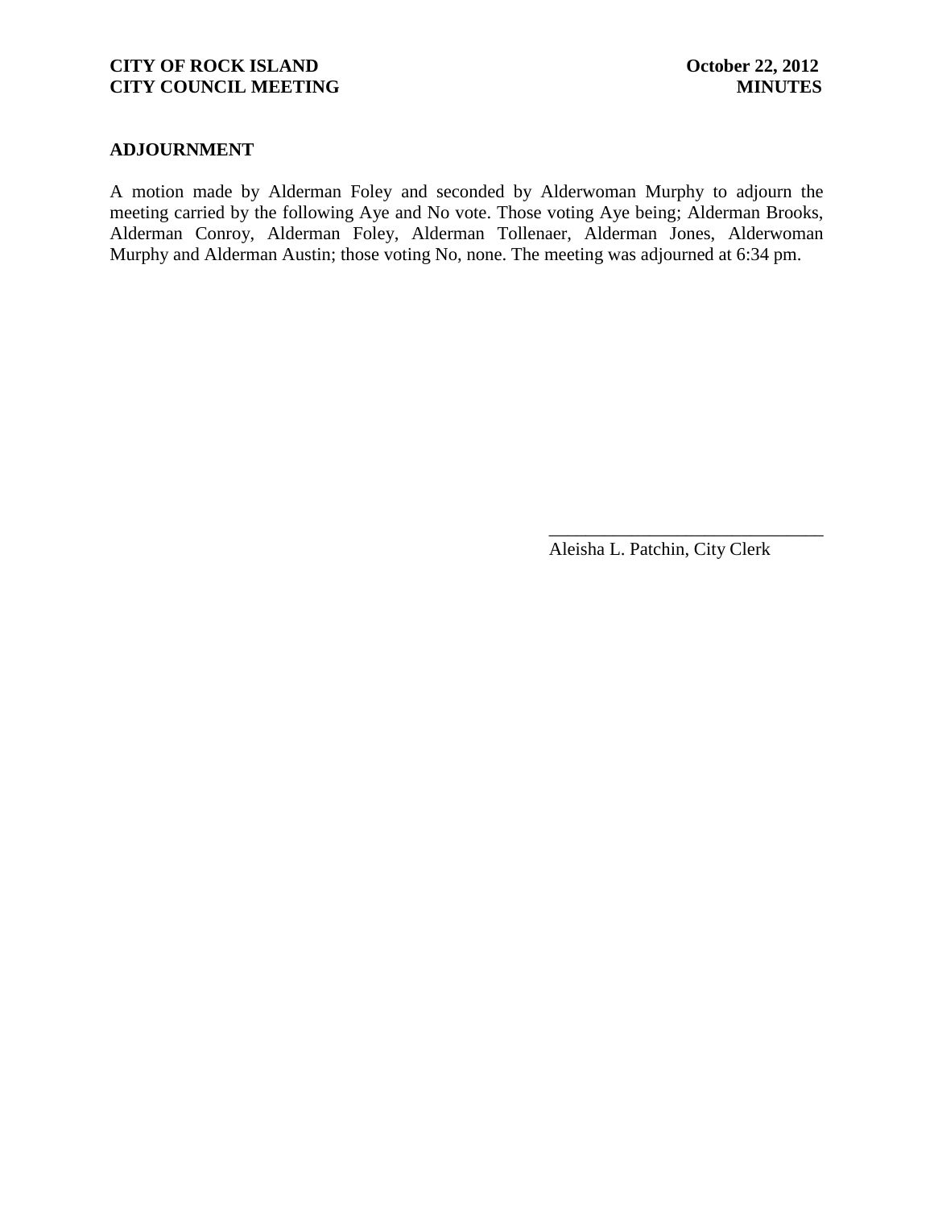## ADJOURNMENT

A motion made by Alderman Foley and seconded by Alderwoman Murphy to adjourn the meeting carried by the following Aye and No vote. Those voting Aye being; Alderman Brooks, Alderman Conroy, Alderman Foley, Alderman Tollenaer, Alderman Jones, Alderwoman Murphy and Alderman Austin; those voting No, none. The meeting was adjourned at 6:34 pm.

\_\_\_\_\_\_\_\_\_\_\_\_\_\_\_\_\_\_\_\_\_\_\_\_\_\_\_\_\_\_\_\_

Aleisha L. Patchin, City Clerk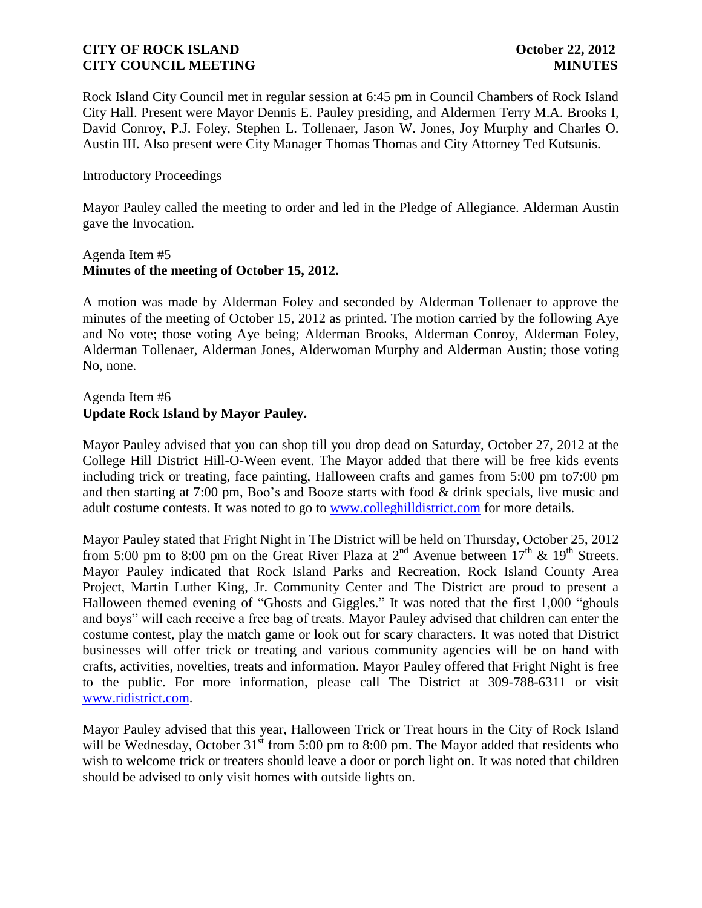Rock Island City Council met in regular session at 6:45 pm in Council Chambers of Rock Island City Hall. Present were Mayor Dennis E. Pauley presiding, and Aldermen Terry M.A. Brooks I, David Conroy, P.J. Foley, Stephen L. Tollenaer, Jason W. Jones, Joy Murphy and Charles O. Austin III. Also present were City Manager Thomas Thomas and City Attorney Ted Kutsunis.

Introductory Proceedings

Mayor Pauley called the meeting to order and led in the Pledge of Allegiance. Alderman Austin gave the Invocation.

Agenda Item #5
**Minutes of the meeting of October 15, 2012.**

A motion was made by Alderman Foley and seconded by Alderman Tollenaer to approve the minutes of the meeting of October 15, 2012 as printed. The motion carried by the following Aye and No vote; those voting Aye being; Alderman Brooks, Alderman Conroy, Alderman Foley, Alderman Tollenaer, Alderman Jones, Alderwoman Murphy and Alderman Austin; those voting No, none.

Agenda Item #6
**Update Rock Island by Mayor Pauley.**

Mayor Pauley advised that you can shop till you drop dead on Saturday, October 27, 2012 at the College Hill District Hill-O-Ween event. The Mayor added that there will be free kids events including trick or treating, face painting, Halloween crafts and games from 5:00 pm to7:00 pm and then starting at 7:00 pm, Boo's and Booze starts with food & drink specials, live music and adult costume contests. It was noted to go to www.colleghilldistrict.com for more details.

Mayor Pauley stated that Fright Night in The District will be held on Thursday, October 25, 2012 from 5:00 pm to 8:00 pm on the Great River Plaza at 2nd Avenue between 17th & 19th Streets. Mayor Pauley indicated that Rock Island Parks and Recreation, Rock Island County Area Project, Martin Luther King, Jr. Community Center and The District are proud to present a Halloween themed evening of "Ghosts and Giggles." It was noted that the first 1,000 "ghouls and boys" will each receive a free bag of treats. Mayor Pauley advised that children can enter the costume contest, play the match game or look out for scary characters. It was noted that District businesses will offer trick or treating and various community agencies will be on hand with crafts, activities, novelties, treats and information. Mayor Pauley offered that Fright Night is free to the public. For more information, please call The District at 309-788-6311 or visit www.ridistrict.com.

Mayor Pauley advised that this year, Halloween Trick or Treat hours in the City of Rock Island will be Wednesday, October 31st from 5:00 pm to 8:00 pm. The Mayor added that residents who wish to welcome trick or treaters should leave a door or porch light on. It was noted that children should be advised to only visit homes with outside lights on.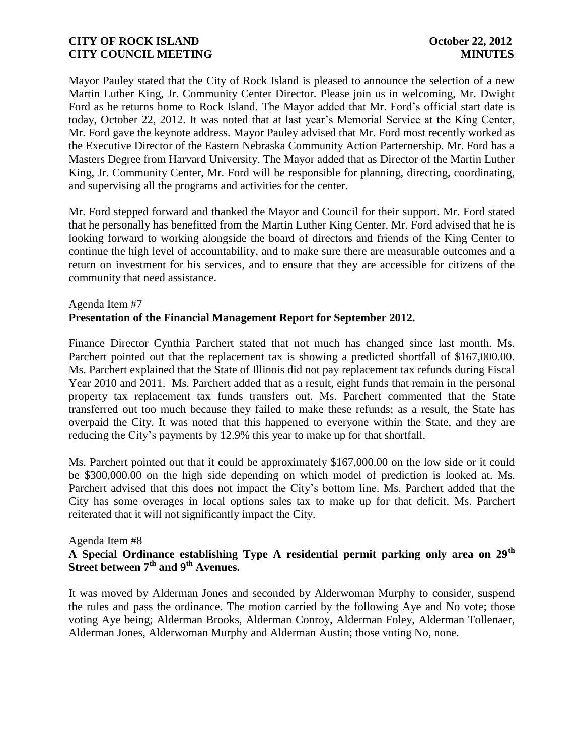Mayor Pauley stated that the City of Rock Island is pleased to announce the selection of a new Martin Luther King, Jr. Community Center Director. Please join us in welcoming, Mr. Dwight Ford as he returns home to Rock Island. The Mayor added that Mr. Ford's official start date is today, October 22, 2012. It was noted that at last year's Memorial Service at the King Center, Mr. Ford gave the keynote address. Mayor Pauley advised that Mr. Ford most recently worked as the Executive Director of the Eastern Nebraska Community Action Parternership. Mr. Ford has a Masters Degree from Harvard University. The Mayor added that as Director of the Martin Luther King, Jr. Community Center, Mr. Ford will be responsible for planning, directing, coordinating, and supervising all the programs and activities for the center.

Mr. Ford stepped forward and thanked the Mayor and Council for their support. Mr. Ford stated that he personally has benefitted from the Martin Luther King Center. Mr. Ford advised that he is looking forward to working alongside the board of directors and friends of the King Center to continue the high level of accountability, and to make sure there are measurable outcomes and a return on investment for his services, and to ensure that they are accessible for citizens of the community that need assistance.

Agenda Item #7

**Presentation of the Financial Management Report for September 2012.**

Finance Director Cynthia Parchert stated that not much has changed since last month. Ms. Parchert pointed out that the replacement tax is showing a predicted shortfall of $167,000.00. Ms. Parchert explained that the State of Illinois did not pay replacement tax refunds during Fiscal Year 2010 and 2011. Ms. Parchert added that as a result, eight funds that remain in the personal property tax replacement tax funds transfers out. Ms. Parchert commented that the State transferred out too much because they failed to make these refunds; as a result, the State has overpaid the City. It was noted that this happened to everyone within the State, and they are reducing the City's payments by 12.9% this year to make up for that shortfall.

Ms. Parchert pointed out that it could be approximately $167,000.00 on the low side or it could be $300,000.00 on the high side depending on which model of prediction is looked at. Ms. Parchert advised that this does not impact the City's bottom line. Ms. Parchert added that the City has some overages in local options sales tax to make up for that deficit. Ms. Parchert reiterated that it will not significantly impact the City.

Agenda Item #8

**A Special Ordinance establishing Type A residential permit parking only area on 29th Street between 7th and 9th Avenues.**

It was moved by Alderman Jones and seconded by Alderwoman Murphy to consider, suspend the rules and pass the ordinance. The motion carried by the following Aye and No vote; those voting Aye being; Alderman Brooks, Alderman Conroy, Alderman Foley, Alderman Tollenaer, Alderman Jones, Alderwoman Murphy and Alderman Austin; those voting No, none.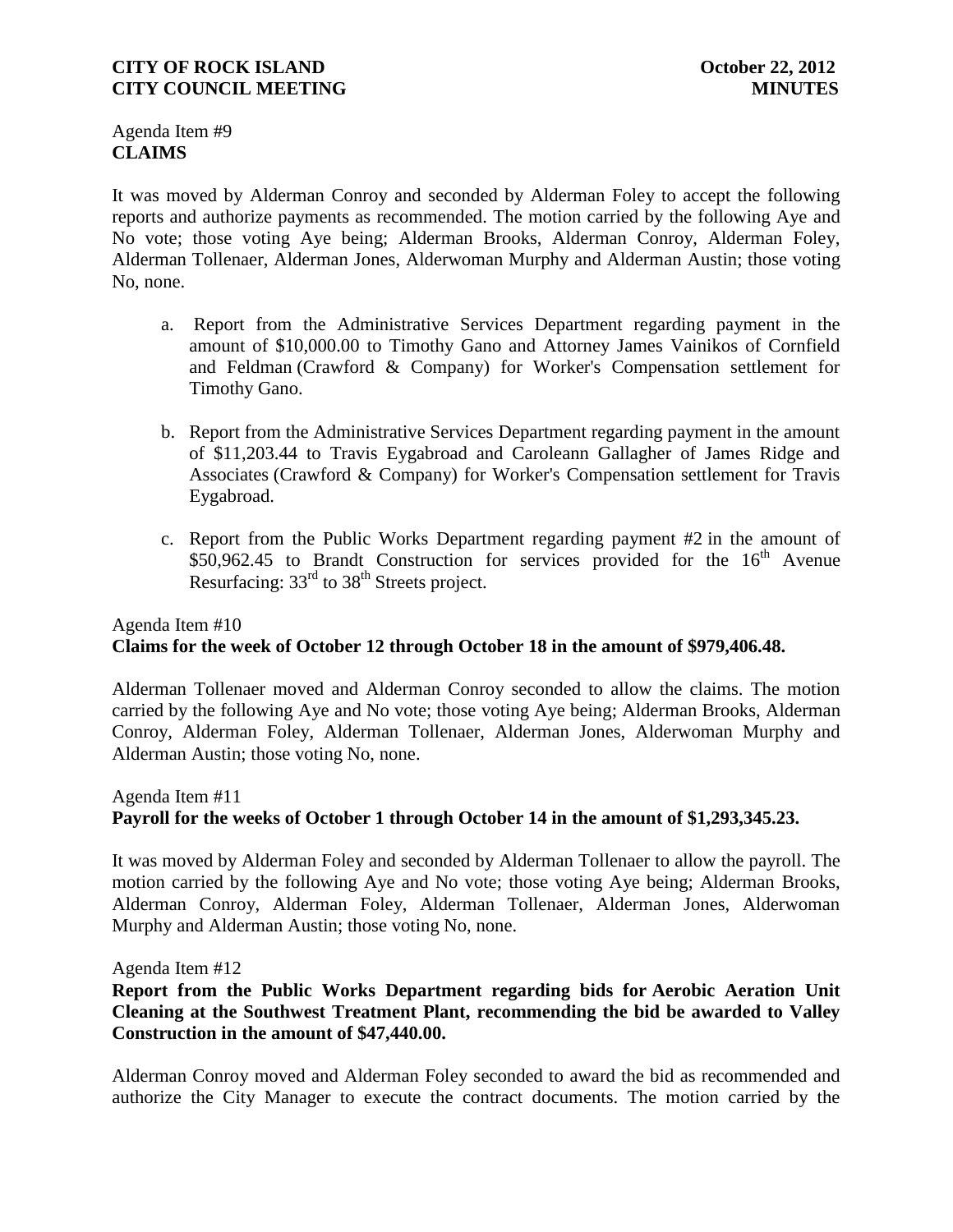Agenda Item #9
**CLAIMS**

It was moved by Alderman Conroy and seconded by Alderman Foley to accept the following reports and authorize payments as recommended. The motion carried by the following Aye and No vote; those voting Aye being; Alderman Brooks, Alderman Conroy, Alderman Foley, Alderman Tollenaer, Alderman Jones, Alderwoman Murphy and Alderman Austin; those voting No, none.

a. Report from the Administrative Services Department regarding payment in the amount of $10,000.00 to Timothy Gano and Attorney James Vainikos of Cornfield and Feldman (Crawford & Company) for Worker's Compensation settlement for Timothy Gano.

b. Report from the Administrative Services Department regarding payment in the amount of $11,203.44 to Travis Eygabroad and Caroleann Gallagher of James Ridge and Associates (Crawford & Company) for Worker's Compensation settlement for Travis Eygabroad.

c. Report from the Public Works Department regarding payment #2 in the amount of $50,962.45 to Brandt Construction for services provided for the 16th Avenue Resurfacing: 33rd to 38th Streets project.

Agenda Item #10
**Claims for the week of October 12 through October 18 in the amount of $979,406.48.**

Alderman Tollenaer moved and Alderman Conroy seconded to allow the claims. The motion carried by the following Aye and No vote; those voting Aye being; Alderman Brooks, Alderman Conroy, Alderman Foley, Alderman Tollenaer, Alderman Jones, Alderwoman Murphy and Alderman Austin; those voting No, none.

Agenda Item #11
**Payroll for the weeks of October 1 through October 14 in the amount of $1,293,345.23.**

It was moved by Alderman Foley and seconded by Alderman Tollenaer to allow the payroll. The motion carried by the following Aye and No vote; those voting Aye being; Alderman Brooks, Alderman Conroy, Alderman Foley, Alderman Tollenaer, Alderman Jones, Alderwoman Murphy and Alderman Austin; those voting No, none.

Agenda Item #12
**Report from the Public Works Department regarding bids for Aerobic Aeration Unit Cleaning at the Southwest Treatment Plant, recommending the bid be awarded to Valley Construction in the amount of $47,440.00.**

Alderman Conroy moved and Alderman Foley seconded to award the bid as recommended and authorize the City Manager to execute the contract documents. The motion carried by the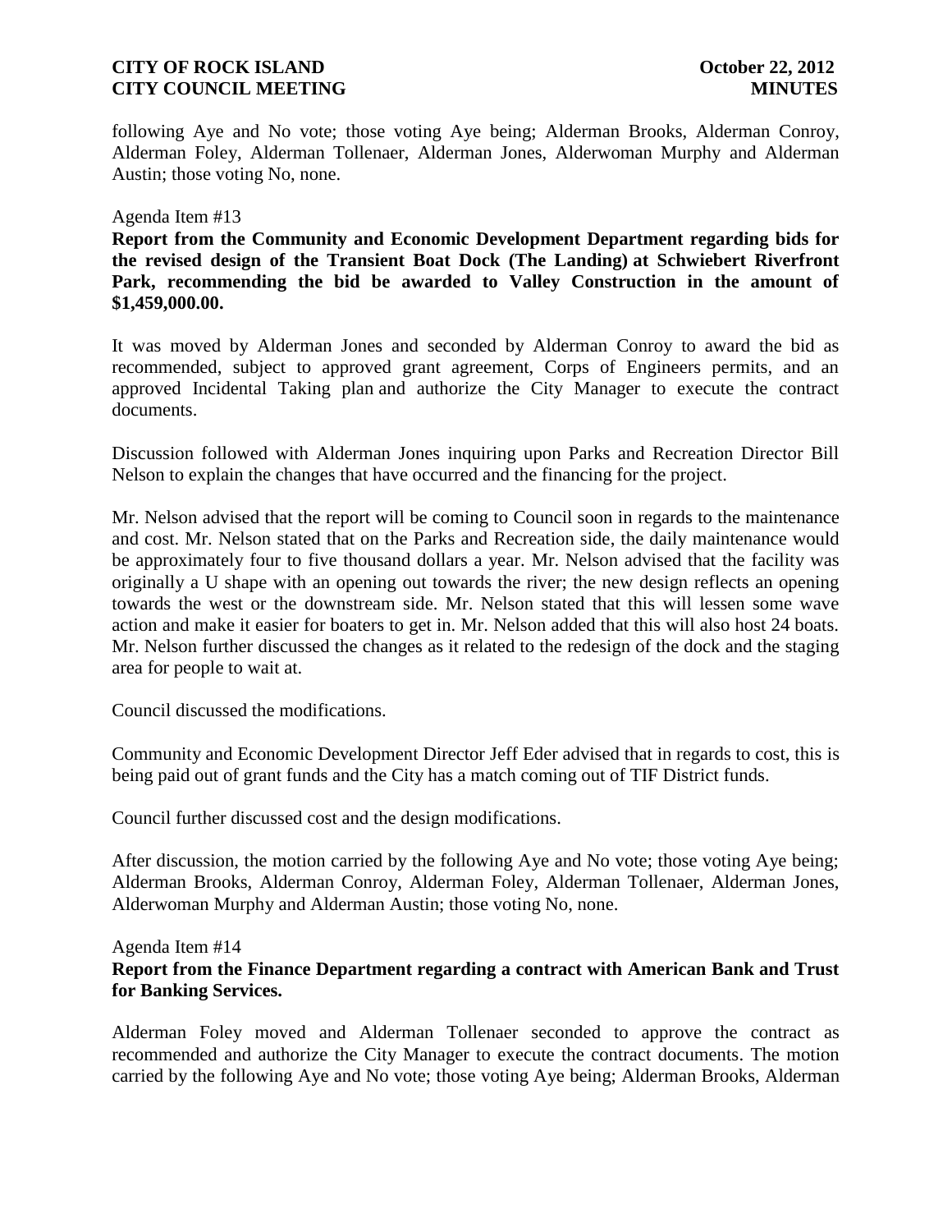following Aye and No vote; those voting Aye being; Alderman Brooks, Alderman Conroy, Alderman Foley, Alderman Tollenaer, Alderman Jones, Alderwoman Murphy and Alderman Austin; those voting No, none.

Agenda Item #13

**Report from the Community and Economic Development Department regarding bids for the revised design of the Transient Boat Dock (The Landing) at Schwiebert Riverfront Park, recommending the bid be awarded to Valley Construction in the amount of $1,459,000.00.**

It was moved by Alderman Jones and seconded by Alderman Conroy to award the bid as recommended, subject to approved grant agreement, Corps of Engineers permits, and an approved Incidental Taking plan and authorize the City Manager to execute the contract documents.

Discussion followed with Alderman Jones inquiring upon Parks and Recreation Director Bill Nelson to explain the changes that have occurred and the financing for the project.

Mr. Nelson advised that the report will be coming to Council soon in regards to the maintenance and cost. Mr. Nelson stated that on the Parks and Recreation side, the daily maintenance would be approximately four to five thousand dollars a year. Mr. Nelson advised that the facility was originally a U shape with an opening out towards the river; the new design reflects an opening towards the west or the downstream side. Mr. Nelson stated that this will lessen some wave action and make it easier for boaters to get in. Mr. Nelson added that this will also host 24 boats. Mr. Nelson further discussed the changes as it related to the redesign of the dock and the staging area for people to wait at.

Council discussed the modifications.

Community and Economic Development Director Jeff Eder advised that in regards to cost, this is being paid out of grant funds and the City has a match coming out of TIF District funds.

Council further discussed cost and the design modifications.

After discussion, the motion carried by the following Aye and No vote; those voting Aye being; Alderman Brooks, Alderman Conroy, Alderman Foley, Alderman Tollenaer, Alderman Jones, Alderwoman Murphy and Alderman Austin; those voting No, none.

Agenda Item #14

**Report from the Finance Department regarding a contract with American Bank and Trust for Banking Services.**

Alderman Foley moved and Alderman Tollenaer seconded to approve the contract as recommended and authorize the City Manager to execute the contract documents. The motion carried by the following Aye and No vote; those voting Aye being; Alderman Brooks, Alderman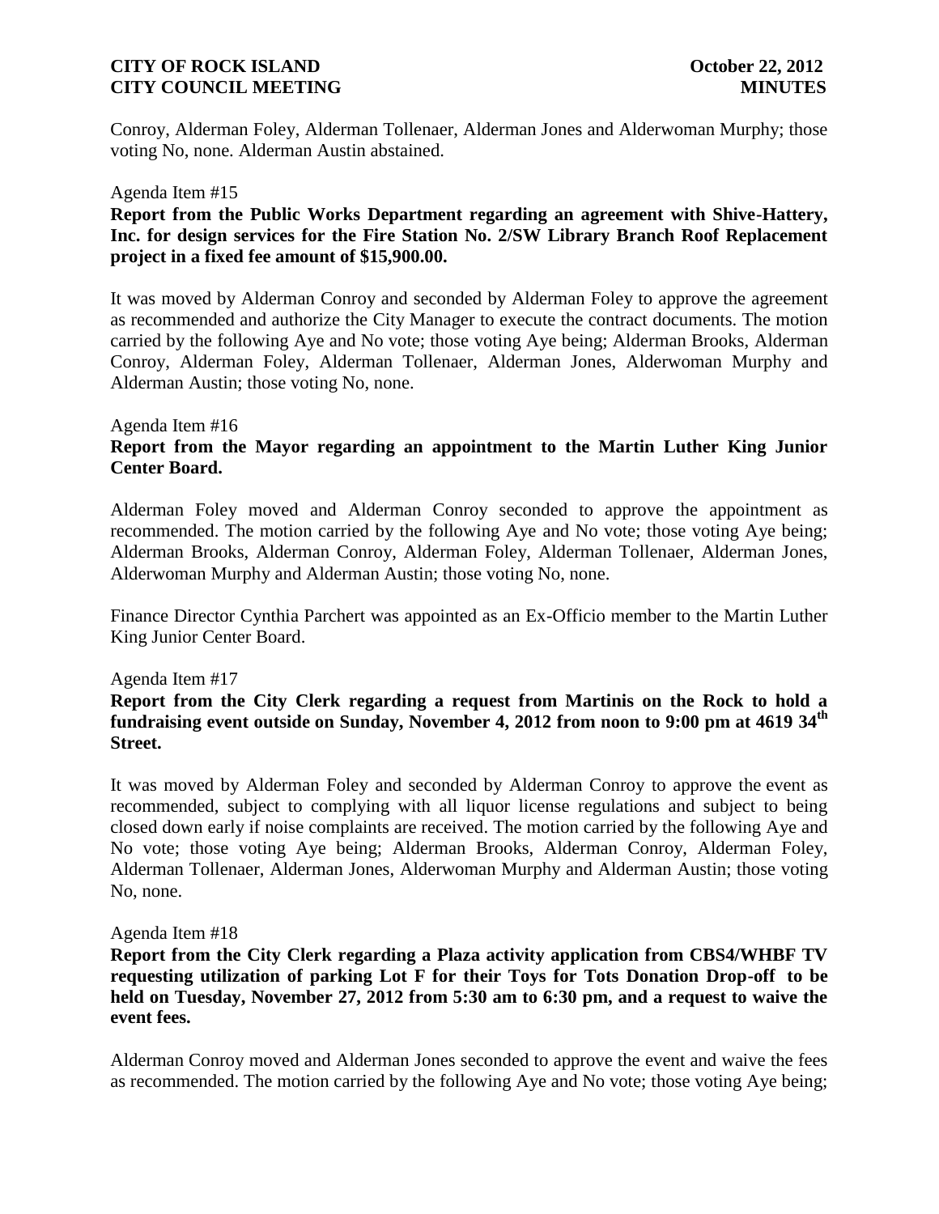Conroy, Alderman Foley, Alderman Tollenaer, Alderman Jones and Alderwoman Murphy; those voting No, none. Alderman Austin abstained.

Agenda Item #15

**Report from the Public Works Department regarding an agreement with Shive-Hattery, Inc. for design services for the Fire Station No. 2/SW Library Branch Roof Replacement project in a fixed fee amount of $15,900.00.**

It was moved by Alderman Conroy and seconded by Alderman Foley to approve the agreement as recommended and authorize the City Manager to execute the contract documents. The motion carried by the following Aye and No vote; those voting Aye being; Alderman Brooks, Alderman Conroy, Alderman Foley, Alderman Tollenaer, Alderman Jones, Alderwoman Murphy and Alderman Austin; those voting No, none.

Agenda Item #16

**Report from the Mayor regarding an appointment to the Martin Luther King Junior Center Board.**

Alderman Foley moved and Alderman Conroy seconded to approve the appointment as recommended. The motion carried by the following Aye and No vote; those voting Aye being; Alderman Brooks, Alderman Conroy, Alderman Foley, Alderman Tollenaer, Alderman Jones, Alderwoman Murphy and Alderman Austin; those voting No, none.

Finance Director Cynthia Parchert was appointed as an Ex-Officio member to the Martin Luther King Junior Center Board.

Agenda Item #17

**Report from the City Clerk regarding a request from Martinis on the Rock to hold a fundraising event outside on Sunday, November 4, 2012 from noon to 9:00 pm at 4619 34th Street.**

It was moved by Alderman Foley and seconded by Alderman Conroy to approve the event as recommended, subject to complying with all liquor license regulations and subject to being closed down early if noise complaints are received. The motion carried by the following Aye and No vote; those voting Aye being; Alderman Brooks, Alderman Conroy, Alderman Foley, Alderman Tollenaer, Alderman Jones, Alderwoman Murphy and Alderman Austin; those voting No, none.

Agenda Item #18

**Report from the City Clerk regarding a Plaza activity application from CBS4/WHBF TV requesting utilization of parking Lot F for their Toys for Tots Donation Drop-off to be held on Tuesday, November 27, 2012 from 5:30 am to 6:30 pm, and a request to waive the event fees.**

Alderman Conroy moved and Alderman Jones seconded to approve the event and waive the fees as recommended. The motion carried by the following Aye and No vote; those voting Aye being;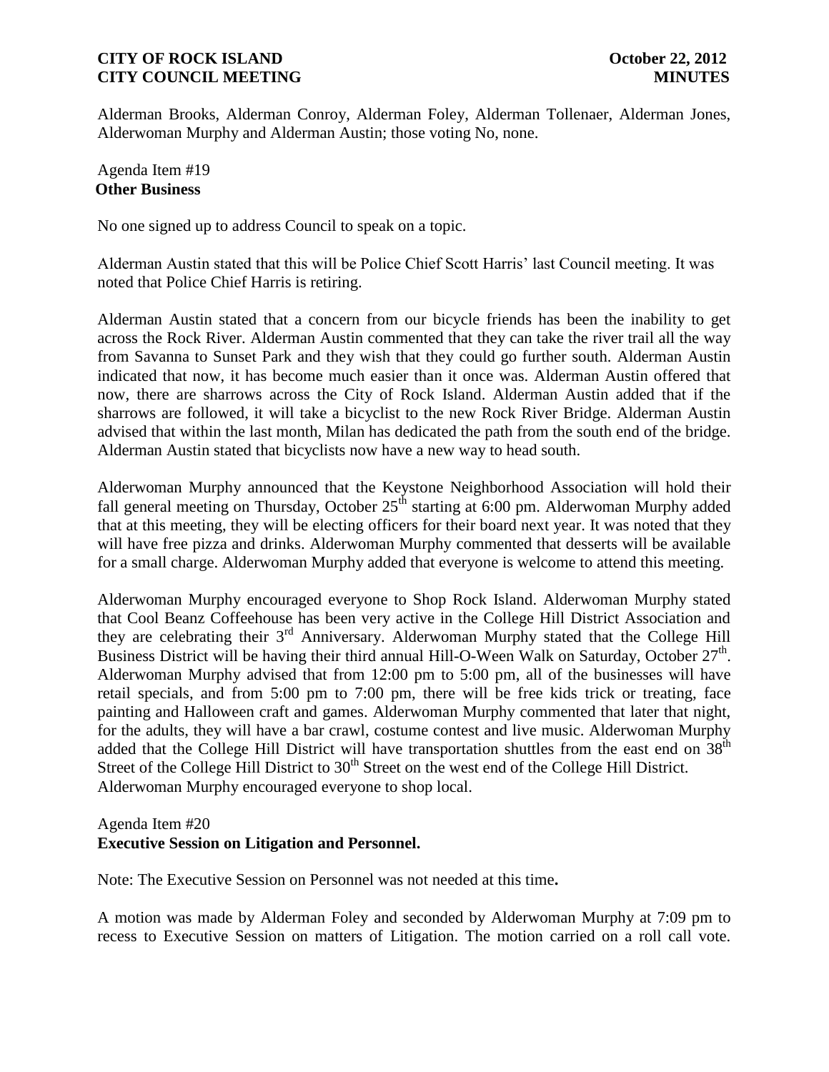Alderman Brooks, Alderman Conroy, Alderman Foley, Alderman Tollenaer, Alderman Jones, Alderwoman Murphy and Alderman Austin; those voting No, none.

Agenda Item #19
**Other Business**

No one signed up to address Council to speak on a topic.

Alderman Austin stated that this will be Police Chief Scott Harris' last Council meeting. It was noted that Police Chief Harris is retiring.

Alderman Austin stated that a concern from our bicycle friends has been the inability to get across the Rock River. Alderman Austin commented that they can take the river trail all the way from Savanna to Sunset Park and they wish that they could go further south. Alderman Austin indicated that now, it has become much easier than it once was. Alderman Austin offered that now, there are sharrows across the City of Rock Island. Alderman Austin added that if the sharrows are followed, it will take a bicyclist to the new Rock River Bridge. Alderman Austin advised that within the last month, Milan has dedicated the path from the south end of the bridge. Alderman Austin stated that bicyclists now have a new way to head south.

Alderwoman Murphy announced that the Keystone Neighborhood Association will hold their fall general meeting on Thursday, October 25th starting at 6:00 pm. Alderwoman Murphy added that at this meeting, they will be electing officers for their board next year. It was noted that they will have free pizza and drinks. Alderwoman Murphy commented that desserts will be available for a small charge. Alderwoman Murphy added that everyone is welcome to attend this meeting.

Alderwoman Murphy encouraged everyone to Shop Rock Island. Alderwoman Murphy stated that Cool Beanz Coffeehouse has been very active in the College Hill District Association and they are celebrating their 3rd Anniversary. Alderwoman Murphy stated that the College Hill Business District will be having their third annual Hill-O-Ween Walk on Saturday, October 27th. Alderwoman Murphy advised that from 12:00 pm to 5:00 pm, all of the businesses will have retail specials, and from 5:00 pm to 7:00 pm, there will be free kids trick or treating, face painting and Halloween craft and games. Alderwoman Murphy commented that later that night, for the adults, they will have a bar crawl, costume contest and live music. Alderwoman Murphy added that the College Hill District will have transportation shuttles from the east end on 38th Street of the College Hill District to 30th Street on the west end of the College Hill District. Alderwoman Murphy encouraged everyone to shop local.

Agenda Item #20
**Executive Session on Litigation and Personnel.**

Note: The Executive Session on Personnel was not needed at this time**.**

A motion was made by Alderman Foley and seconded by Alderwoman Murphy at 7:09 pm to recess to Executive Session on matters of Litigation. The motion carried on a roll call vote.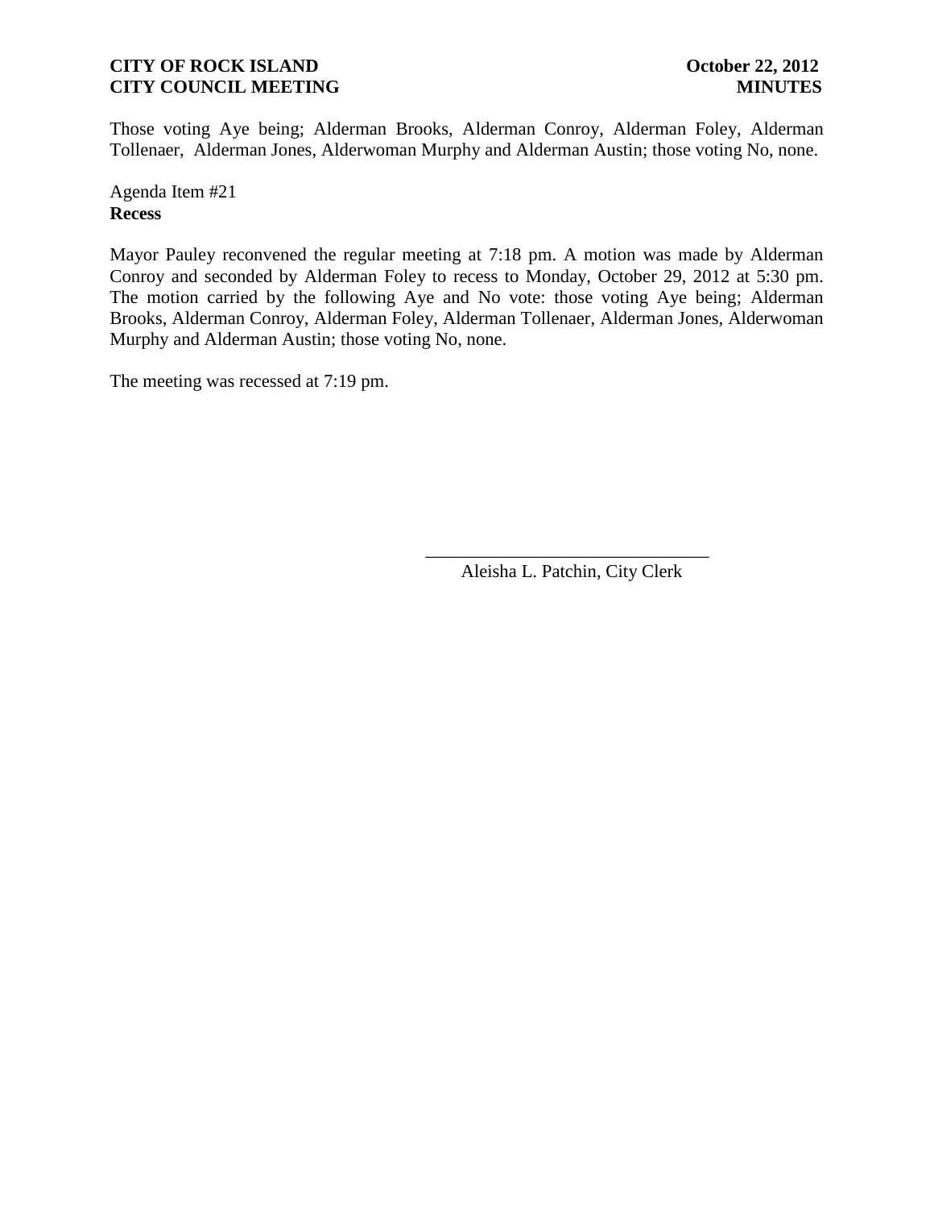Those voting Aye being; Alderman Brooks, Alderman Conroy, Alderman Foley, Alderman Tollenaer, Alderman Jones, Alderwoman Murphy and Alderman Austin; those voting No, none.

Agenda Item #21
**Recess**

Mayor Pauley reconvened the regular meeting at 7:18 pm. A motion was made by Alderman Conroy and seconded by Alderman Foley to recess to Monday, October 29, 2012 at 5:30 pm. The motion carried by the following Aye and No vote: those voting Aye being; Alderman Brooks, Alderman Conroy, Alderman Foley, Alderman Tollenaer, Alderman Jones, Alderwoman Murphy and Alderman Austin; those voting No, none.

The meeting was recessed at 7:19 pm.

\_\_\_\_\_\_\_\_\_\_\_\_\_\_\_\_\_\_\_\_\_\_\_\_\_\_\_\_\_\_\_\_

Aleisha L. Patchin, City Clerk